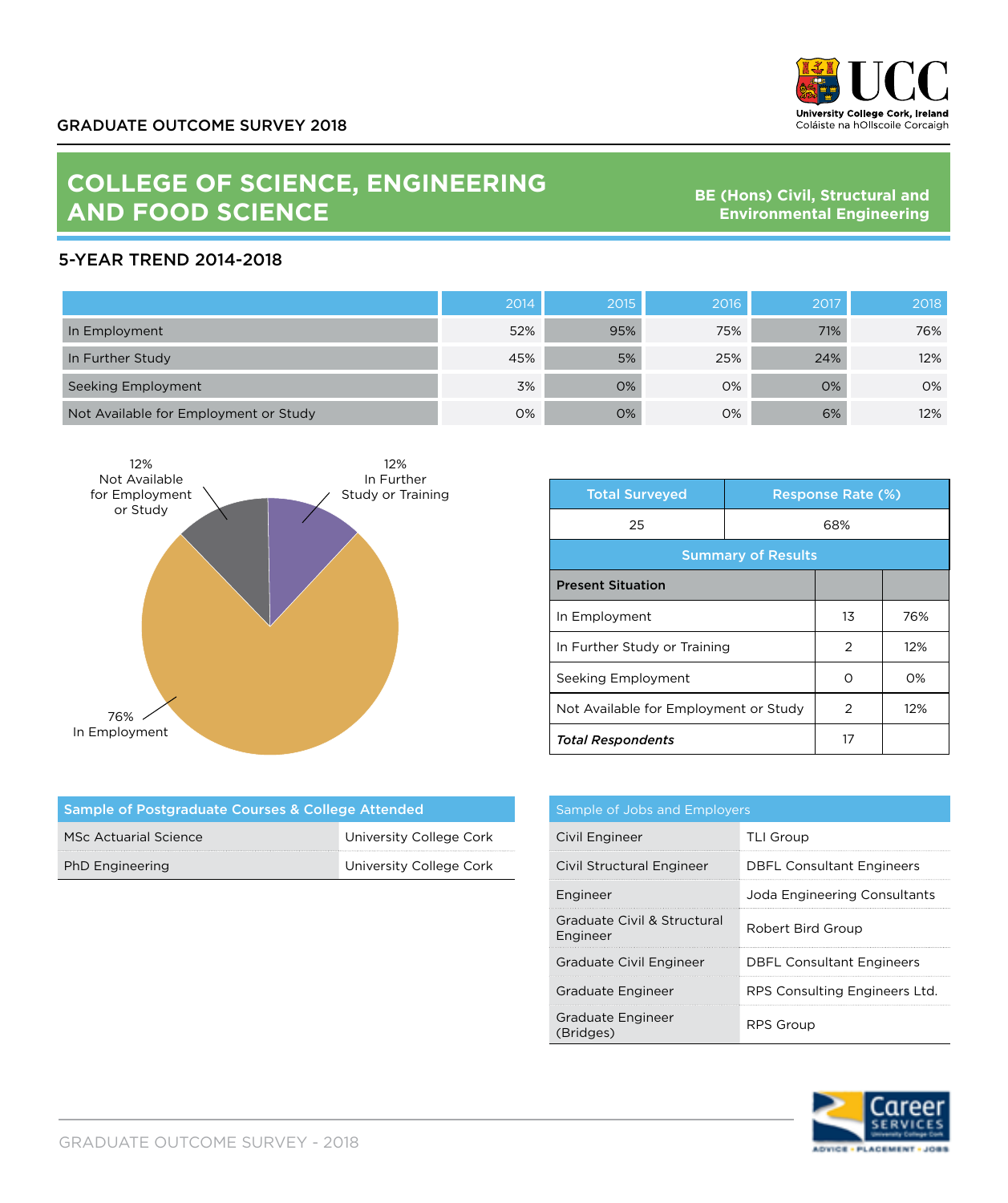GRADUATE OUTCOME SURVEY 2018

# COLLEGE OF SCIENCE, ENGINEERING AND FOOD SCIENCE

**BE (Hons) Civil, Structural and Environmental Engineering**

## 5-YEAR TREND 2014-2018

| | 2014 | 2015 | 2016 | 2017 | 2018 |
|---|---|---|---|---|---|
| In Employment | 52% | 95% | 75% | 71% | 76% |
| In Further Study | 45% | 5% | 25% | 24% | 12% |
| Seeking Employment | 3% | 0% | 0% | 0% | 0% |
| Not Available for Employment or Study | 0% | 0% | 0% | 6% | 12% |

12% Not Available for Employment or Study

12% In Further Study or Training

76% In Employment

| Total Surveyed | Response Rate (%) |
|---|---|
| 25 | 68% |

**Summary of Results**

| **Present Situation** | | |
|---|---|---|
| In Employment | 13 | 76% |
| In Further Study or Training | 2 | 12% |
| Seeking Employment | 0 | 0% |
| Not Available for Employment or Study | 2 | 12% |
| ***Total Respondents*** | 17 | |

| Sample of Postgraduate Courses & College Attended | |
|---|---|
| MSc Actuarial Science | University College Cork |
| PhD Engineering | University College Cork |

| Sample of Jobs and Employers | |
|---|---|
| Civil Engineer | TLI Group |
| Civil Structural Engineer | DBFL Consultant Engineers |
| Engineer | Joda Engineering Consultants |
| Graduate Civil & Structural Engineer | Robert Bird Group |
| Graduate Civil Engineer | DBFL Consultant Engineers |
| Graduate Engineer | RPS Consulting Engineers Ltd. |
| Graduate Engineer (Bridges) | RPS Group |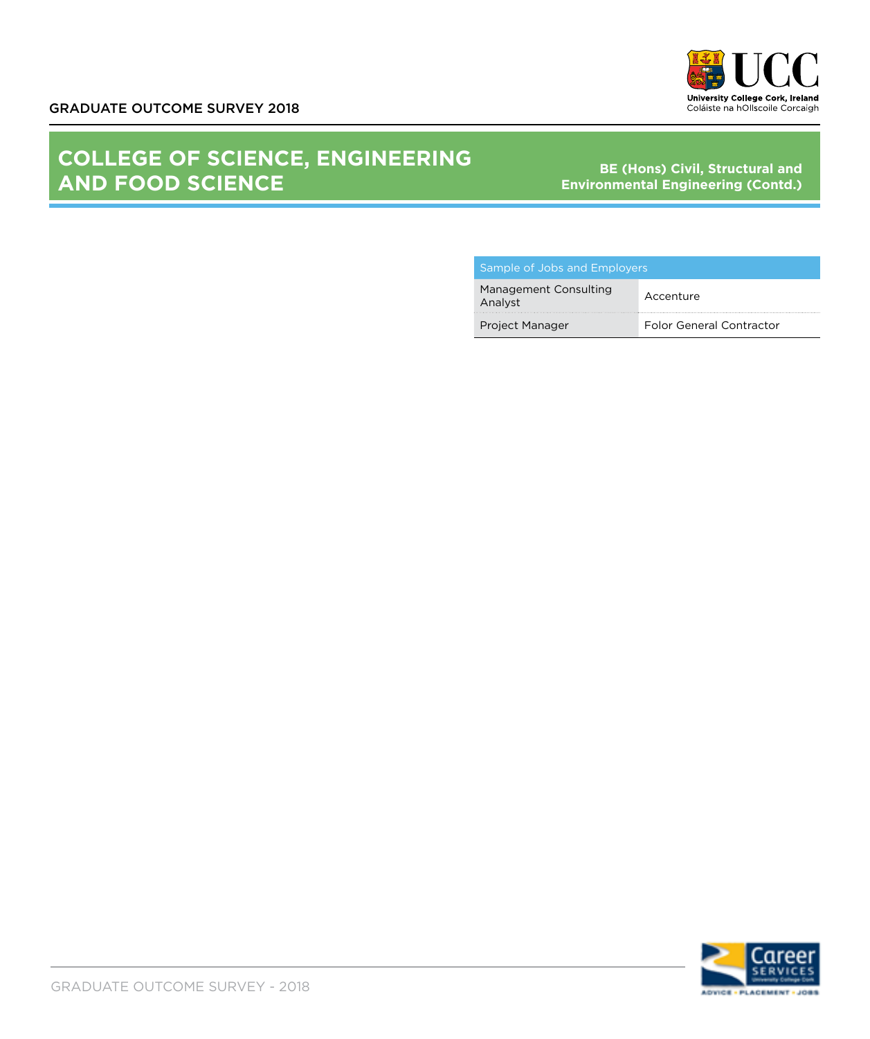## COLLEGE OF SCIENCE, ENGINEERING AND FOOD SCIENCE

**BE (Hons) Civil, Structural and Environmental Engineering (Contd.)**

| Sample of Jobs and Employers | |
|---|---|
| Management Consulting Analyst | Accenture |
| Project Manager | Folor General Contractor |